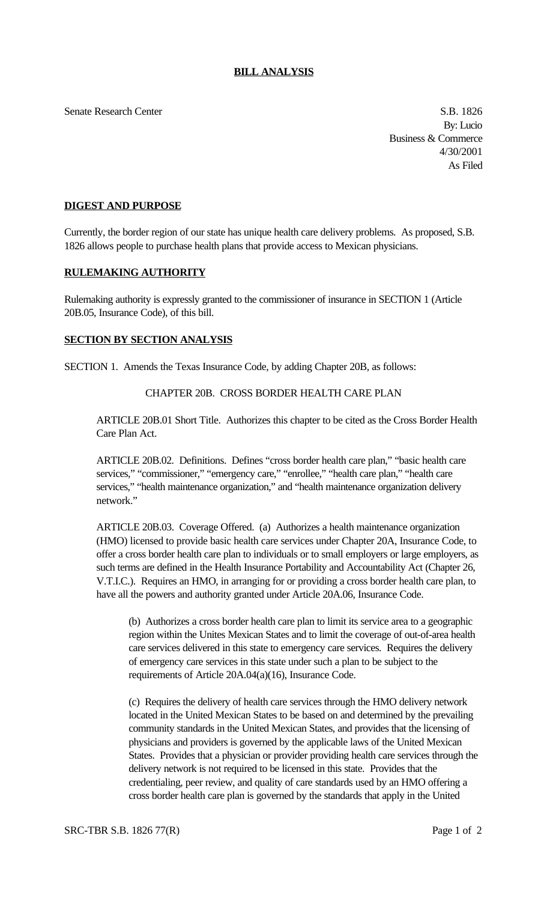**BILL ANALYSIS**

Senate Research Center

S.B. 1826
By: Lucio
Business & Commerce
4/30/2001
As Filed

**DIGEST AND PURPOSE**

Currently, the border region of our state has unique health care delivery problems. As proposed, S.B. 1826 allows people to purchase health plans that provide access to Mexican physicians.

**RULEMAKING AUTHORITY**

Rulemaking authority is expressly granted to the commissioner of insurance in SECTION 1 (Article 20B.05, Insurance Code), of this bill.

**SECTION BY SECTION ANALYSIS**

SECTION 1. Amends the Texas Insurance Code, by adding Chapter 20B, as follows:

CHAPTER 20B. CROSS BORDER HEALTH CARE PLAN

ARTICLE 20B.01 Short Title. Authorizes this chapter to be cited as the Cross Border Health Care Plan Act.

ARTICLE 20B.02. Definitions. Defines "cross border health care plan," "basic health care services," "commissioner," "emergency care," "enrollee," "health care plan," "health care services," "health maintenance organization," and "health maintenance organization delivery network."

ARTICLE 20B.03. Coverage Offered. (a) Authorizes a health maintenance organization (HMO) licensed to provide basic health care services under Chapter 20A, Insurance Code, to offer a cross border health care plan to individuals or to small employers or large employers, as such terms are defined in the Health Insurance Portability and Accountability Act (Chapter 26, V.T.I.C.). Requires an HMO, in arranging for or providing a cross border health care plan, to have all the powers and authority granted under Article 20A.06, Insurance Code.

(b) Authorizes a cross border health care plan to limit its service area to a geographic region within the Unites Mexican States and to limit the coverage of out-of-area health care services delivered in this state to emergency care services. Requires the delivery of emergency care services in this state under such a plan to be subject to the requirements of Article 20A.04(a)(16), Insurance Code.

(c) Requires the delivery of health care services through the HMO delivery network located in the United Mexican States to be based on and determined by the prevailing community standards in the United Mexican States, and provides that the licensing of physicians and providers is governed by the applicable laws of the United Mexican States. Provides that a physician or provider providing health care services through the delivery network is not required to be licensed in this state. Provides that the credentialing, peer review, and quality of care standards used by an HMO offering a cross border health care plan is governed by the standards that apply in the United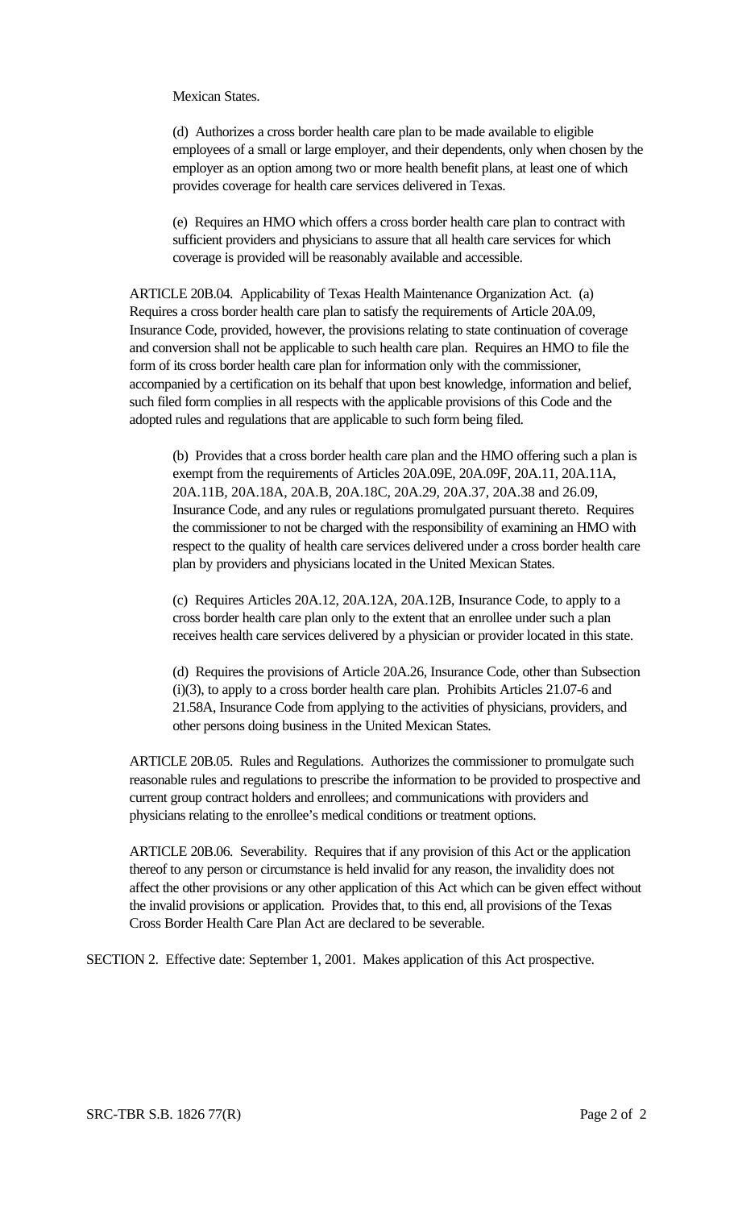Mexican States.

(d) Authorizes a cross border health care plan to be made available to eligible employees of a small or large employer, and their dependents, only when chosen by the employer as an option among two or more health benefit plans, at least one of which provides coverage for health care services delivered in Texas.

(e) Requires an HMO which offers a cross border health care plan to contract with sufficient providers and physicians to assure that all health care services for which coverage is provided will be reasonably available and accessible.

ARTICLE 20B.04. Applicability of Texas Health Maintenance Organization Act. (a) Requires a cross border health care plan to satisfy the requirements of Article 20A.09, Insurance Code, provided, however, the provisions relating to state continuation of coverage and conversion shall not be applicable to such health care plan. Requires an HMO to file the form of its cross border health care plan for information only with the commissioner, accompanied by a certification on its behalf that upon best knowledge, information and belief, such filed form complies in all respects with the applicable provisions of this Code and the adopted rules and regulations that are applicable to such form being filed.

(b) Provides that a cross border health care plan and the HMO offering such a plan is exempt from the requirements of Articles 20A.09E, 20A.09F, 20A.11, 20A.11A, 20A.11B, 20A.18A, 20A.B, 20A.18C, 20A.29, 20A.37, 20A.38 and 26.09, Insurance Code, and any rules or regulations promulgated pursuant thereto. Requires the commissioner to not be charged with the responsibility of examining an HMO with respect to the quality of health care services delivered under a cross border health care plan by providers and physicians located in the United Mexican States.

(c) Requires Articles 20A.12, 20A.12A, 20A.12B, Insurance Code, to apply to a cross border health care plan only to the extent that an enrollee under such a plan receives health care services delivered by a physician or provider located in this state.

(d) Requires the provisions of Article 20A.26, Insurance Code, other than Subsection (i)(3), to apply to a cross border health care plan. Prohibits Articles 21.07-6 and 21.58A, Insurance Code from applying to the activities of physicians, providers, and other persons doing business in the United Mexican States.

ARTICLE 20B.05. Rules and Regulations. Authorizes the commissioner to promulgate such reasonable rules and regulations to prescribe the information to be provided to prospective and current group contract holders and enrollees; and communications with providers and physicians relating to the enrollee's medical conditions or treatment options.

ARTICLE 20B.06. Severability. Requires that if any provision of this Act or the application thereof to any person or circumstance is held invalid for any reason, the invalidity does not affect the other provisions or any other application of this Act which can be given effect without the invalid provisions or application. Provides that, to this end, all provisions of the Texas Cross Border Health Care Plan Act are declared to be severable.

SECTION 2. Effective date: September 1, 2001. Makes application of this Act prospective.

SRC-TBR S.B. 1826 77(R)